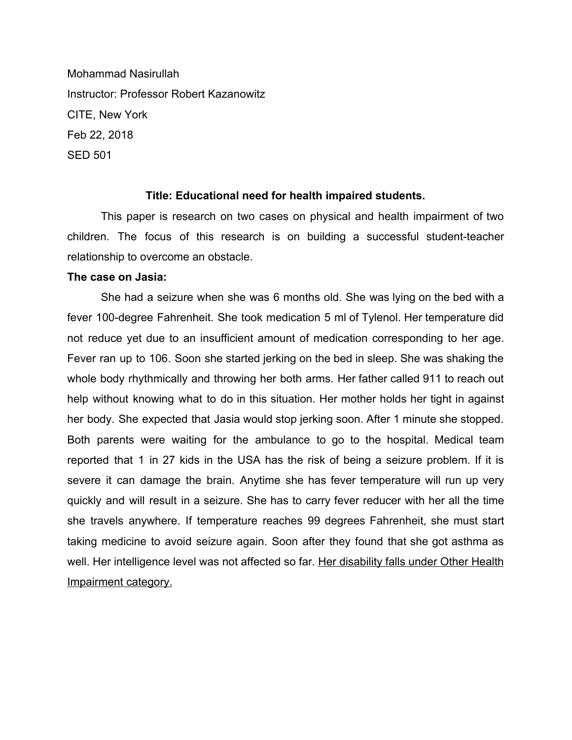Mohammad Nasirullah

Instructor: Professor Robert Kazanowitz

CITE, New York

Feb 22, 2018

SED 501

**Title: Educational need for health impaired students.**

This paper is research on two cases on physical and health impairment of two children. The focus of this research is on building a successful student-teacher relationship to overcome an obstacle.

**The case on Jasia:**

She had a seizure when she was 6 months old. She was lying on the bed with a fever 100-degree Fahrenheit. She took medication 5 ml of Tylenol. Her temperature did not reduce yet due to an insufficient amount of medication corresponding to her age. Fever ran up to 106. Soon she started jerking on the bed in sleep. She was shaking the whole body rhythmically and throwing her both arms. Her father called 911 to reach out help without knowing what to do in this situation. Her mother holds her tight in against her body. She expected that Jasia would stop jerking soon. After 1 minute she stopped. Both parents were waiting for the ambulance to go to the hospital. Medical team reported that 1 in 27 kids in the USA has the risk of being a seizure problem. If it is severe it can damage the brain. Anytime she has fever temperature will run up very quickly and will result in a seizure. She has to carry fever reducer with her all the time she travels anywhere. If temperature reaches 99 degrees Fahrenheit, she must start taking medicine to avoid seizure again. Soon after they found that she got asthma as well. Her intelligence level was not affected so far. <u>Her disability falls under Other Health Impairment category.</u>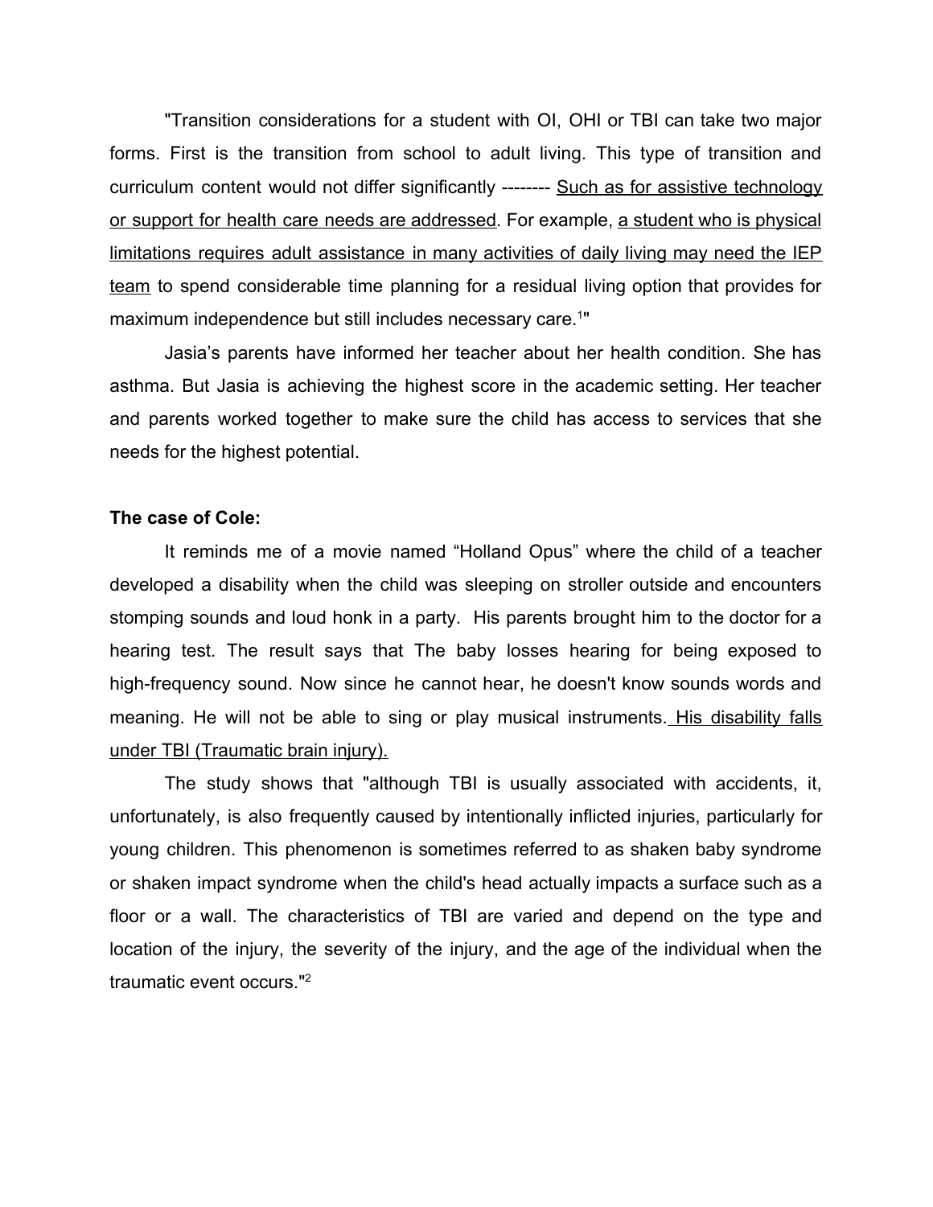"Transition considerations for a student with OI, OHI or TBI can take two major forms. First is the transition from school to adult living. This type of transition and curriculum content would not differ significantly -------- <u>Such as for assistive technology or support for health care needs are addressed</u>. For example, <u>a student who is physical limitations requires adult assistance in many activities of daily living may need the IEP team</u> to spend considerable time planning for a residual living option that provides for maximum independence but still includes necessary care.[1]"

Jasia's parents have informed her teacher about her health condition. She has asthma. But Jasia is achieving the highest score in the academic setting. Her teacher and parents worked together to make sure the child has access to services that she needs for the highest potential.

**The case of Cole:**

It reminds me of a movie named "Holland Opus" where the child of a teacher developed a disability when the child was sleeping on stroller outside and encounters stomping sounds and loud honk in a party. His parents brought him to the doctor for a hearing test. The result says that The baby losses hearing for being exposed to high-frequency sound. Now since he cannot hear, he doesn't know sounds words and meaning. He will not be able to sing or play musical instruments. <u>His disability falls under TBI (Traumatic brain injury).</u>

The study shows that "although TBI is usually associated with accidents, it, unfortunately, is also frequently caused by intentionally inflicted injuries, particularly for young children. This phenomenon is sometimes referred to as shaken baby syndrome or shaken impact syndrome when the child's head actually impacts a surface such as a floor or a wall. The characteristics of TBI are varied and depend on the type and location of the injury, the severity of the injury, and the age of the individual when the traumatic event occurs."[2]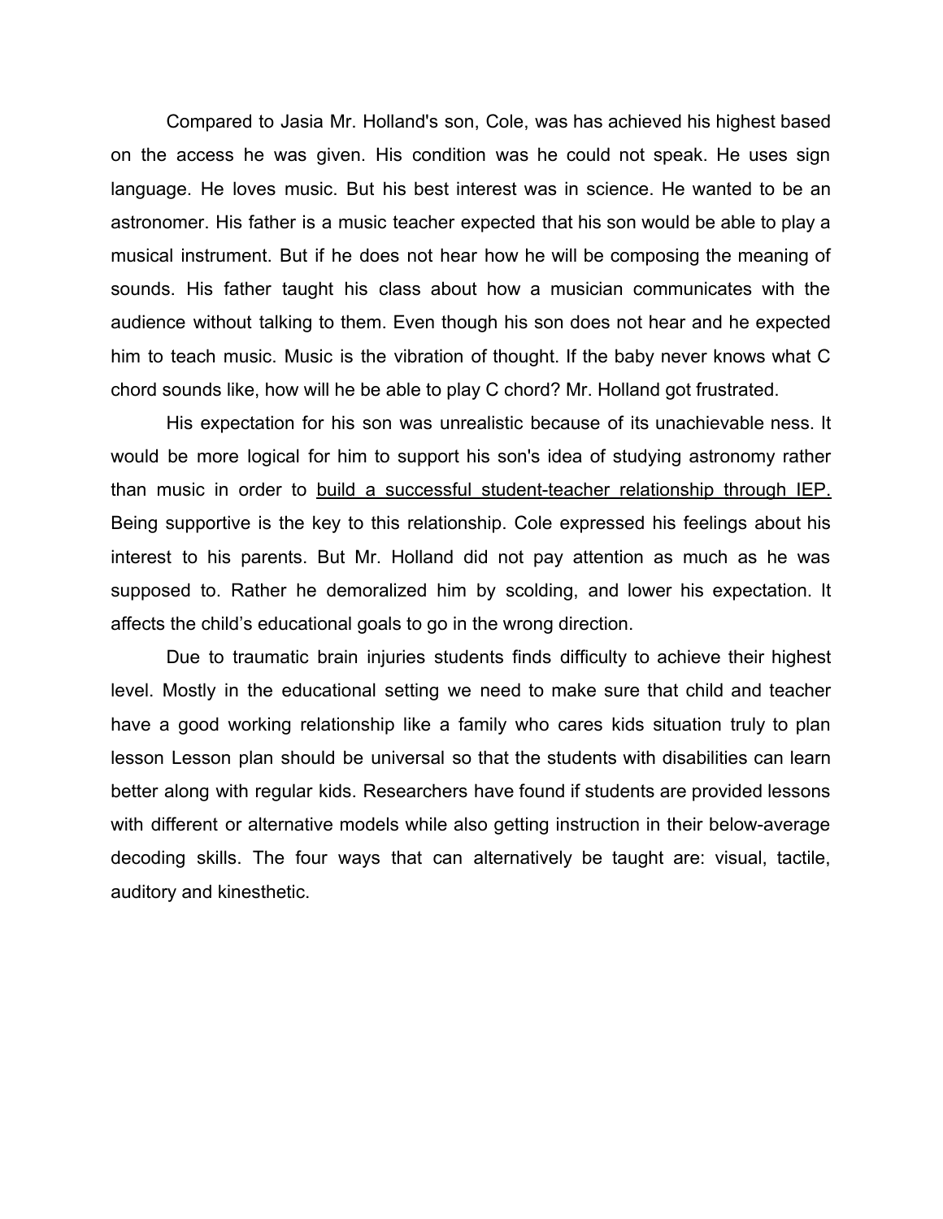Compared to Jasia Mr. Holland's son, Cole, was has achieved his highest based on the access he was given. His condition was he could not speak. He uses sign language. He loves music. But his best interest was in science. He wanted to be an astronomer. His father is a music teacher expected that his son would be able to play a musical instrument. But if he does not hear how he will be composing the meaning of sounds. His father taught his class about how a musician communicates with the audience without talking to them. Even though his son does not hear and he expected him to teach music. Music is the vibration of thought. If the baby never knows what C chord sounds like, how will he be able to play C chord? Mr. Holland got frustrated.

His expectation for his son was unrealistic because of its unachievable ness. It would be more logical for him to support his son's idea of studying astronomy rather than music in order to <u>build a successful student-teacher relationship through IEP.</u> Being supportive is the key to this relationship. Cole expressed his feelings about his interest to his parents. But Mr. Holland did not pay attention as much as he was supposed to. Rather he demoralized him by scolding, and lower his expectation. It affects the child's educational goals to go in the wrong direction.

Due to traumatic brain injuries students finds difficulty to achieve their highest level. Mostly in the educational setting we need to make sure that child and teacher have a good working relationship like a family who cares kids situation truly to plan lesson Lesson plan should be universal so that the students with disabilities can learn better along with regular kids. Researchers have found if students are provided lessons with different or alternative models while also getting instruction in their below-average decoding skills. The four ways that can alternatively be taught are: visual, tactile, auditory and kinesthetic.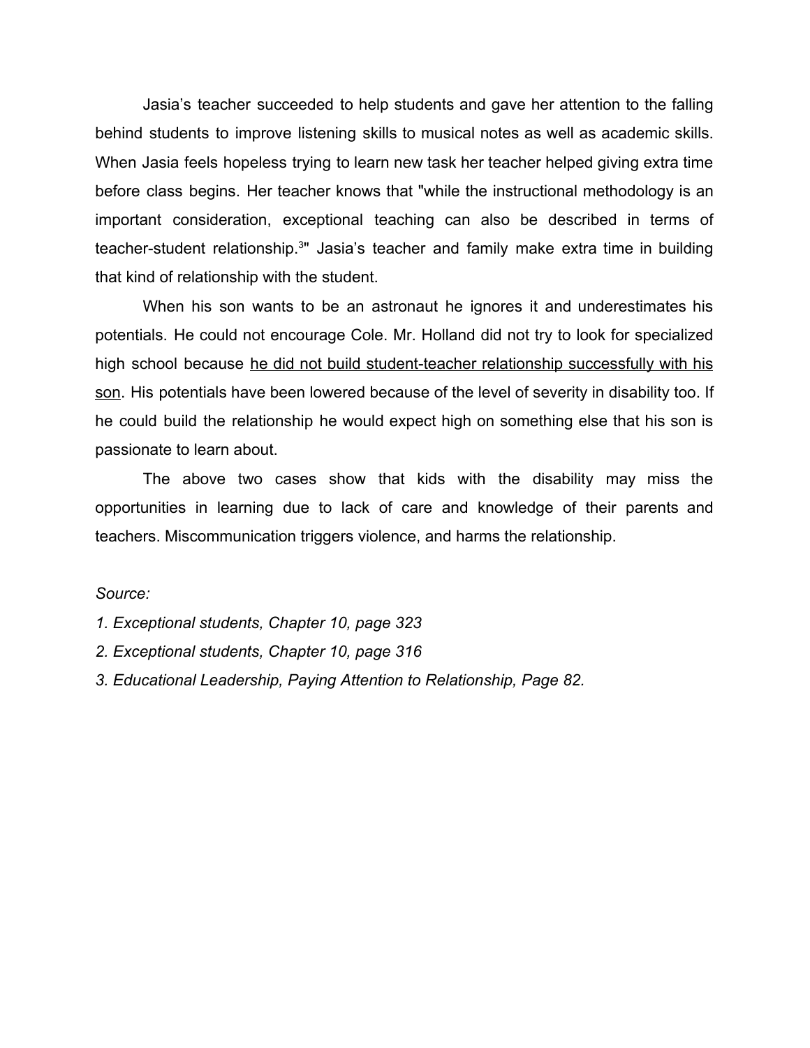Jasia's teacher succeeded to help students and gave her attention to the falling behind students to improve listening skills to musical notes as well as academic skills. When Jasia feels hopeless trying to learn new task her teacher helped giving extra time before class begins. Her teacher knows that "while the instructional methodology is an important consideration, exceptional teaching can also be described in terms of teacher-student relationship.[3]" Jasia's teacher and family make extra time in building that kind of relationship with the student.

When his son wants to be an astronaut he ignores it and underestimates his potentials. He could not encourage Cole. Mr. Holland did not try to look for specialized high school because <u>he did not build student-teacher relationship successfully with his son</u>. His potentials have been lowered because of the level of severity in disability too. If he could build the relationship he would expect high on something else that his son is passionate to learn about.

The above two cases show that kids with the disability may miss the opportunities in learning due to lack of care and knowledge of their parents and teachers. Miscommunication triggers violence, and harms the relationship.

*Source:*

*1. Exceptional students, Chapter 10, page 323*

*2. Exceptional students, Chapter 10, page 316*

*3. Educational Leadership, Paying Attention to Relationship, Page 82.*